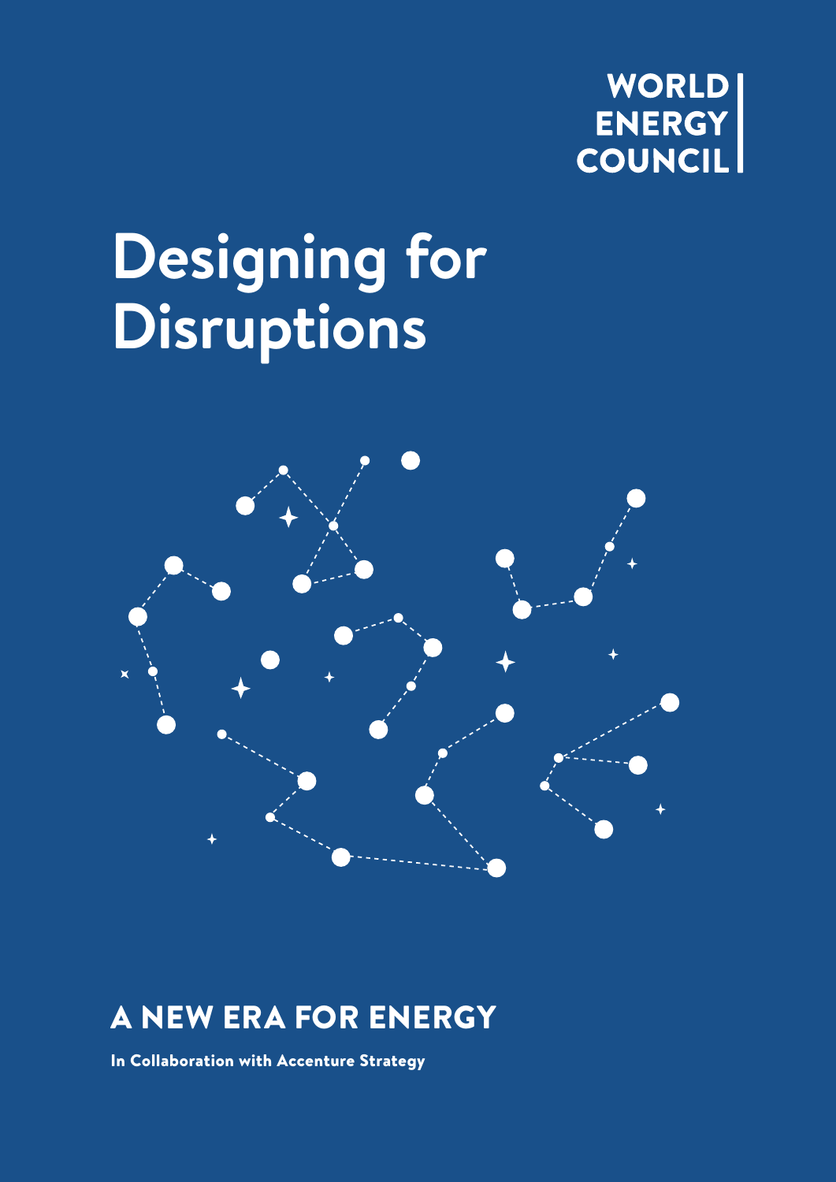WORLD ENERGY COUNCIL

# Designing for Disruptions

## A NEW ERA FOR ENERGY

**In Collaboration with Accenture Strategy**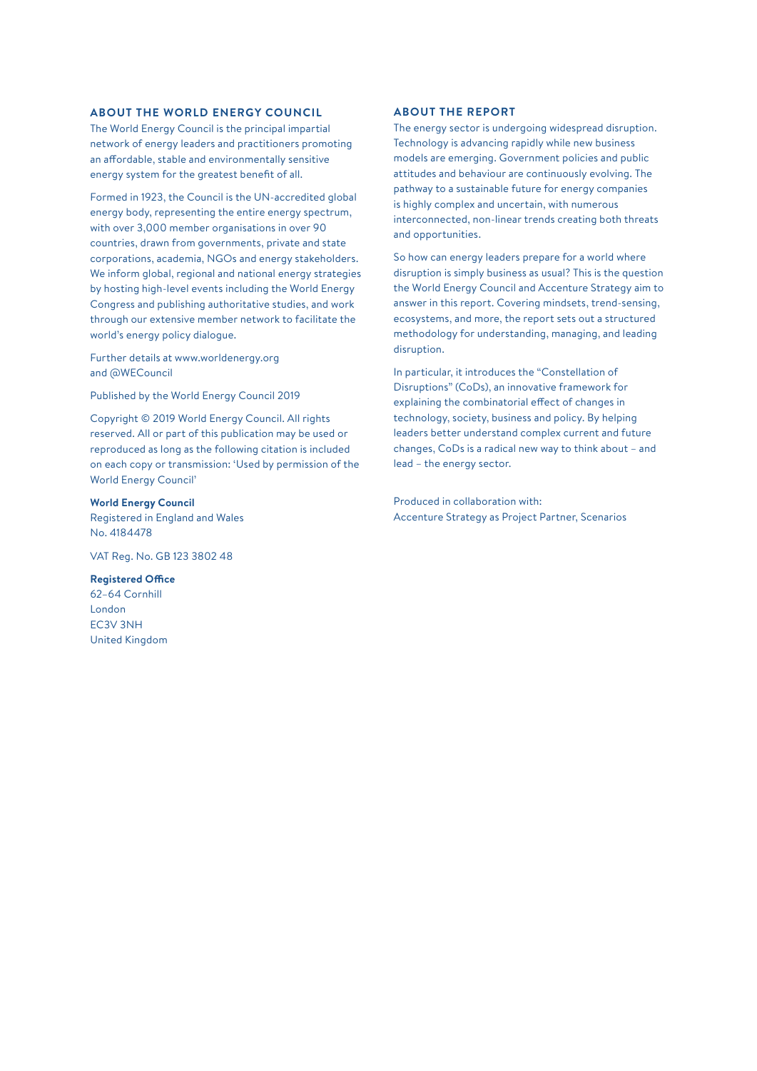## ABOUT THE WORLD ENERGY COUNCIL

The World Energy Council is the principal impartial network of energy leaders and practitioners promoting an affordable, stable and environmentally sensitive energy system for the greatest benefit of all.

Formed in 1923, the Council is the UN-accredited global energy body, representing the entire energy spectrum, with over 3,000 member organisations in over 90 countries, drawn from governments, private and state corporations, academia, NGOs and energy stakeholders. We inform global, regional and national energy strategies by hosting high-level events including the World Energy Congress and publishing authoritative studies, and work through our extensive member network to facilitate the world's energy policy dialogue.

Further details at www.worldenergy.org and @WECouncil

Published by the World Energy Council 2019

Copyright © 2019 World Energy Council. All rights reserved. All or part of this publication may be used or reproduced as long as the following citation is included on each copy or transmission: 'Used by permission of the World Energy Council'

**World Energy Council**
Registered in England and Wales
No. 4184478

VAT Reg. No. GB 123 3802 48

**Registered Office**
62–64 Cornhill
London
EC3V 3NH
United Kingdom

## ABOUT THE REPORT

The energy sector is undergoing widespread disruption. Technology is advancing rapidly while new business models are emerging. Government policies and public attitudes and behaviour are continuously evolving. The pathway to a sustainable future for energy companies is highly complex and uncertain, with numerous interconnected, non-linear trends creating both threats and opportunities.

So how can energy leaders prepare for a world where disruption is simply business as usual? This is the question the World Energy Council and Accenture Strategy aim to answer in this report. Covering mindsets, trend-sensing, ecosystems, and more, the report sets out a structured methodology for understanding, managing, and leading disruption.

In particular, it introduces the "Constellation of Disruptions" (CoDs), an innovative framework for explaining the combinatorial effect of changes in technology, society, business and policy. By helping leaders better understand complex current and future changes, CoDs is a radical new way to think about – and lead – the energy sector.

Produced in collaboration with:
Accenture Strategy as Project Partner, Scenarios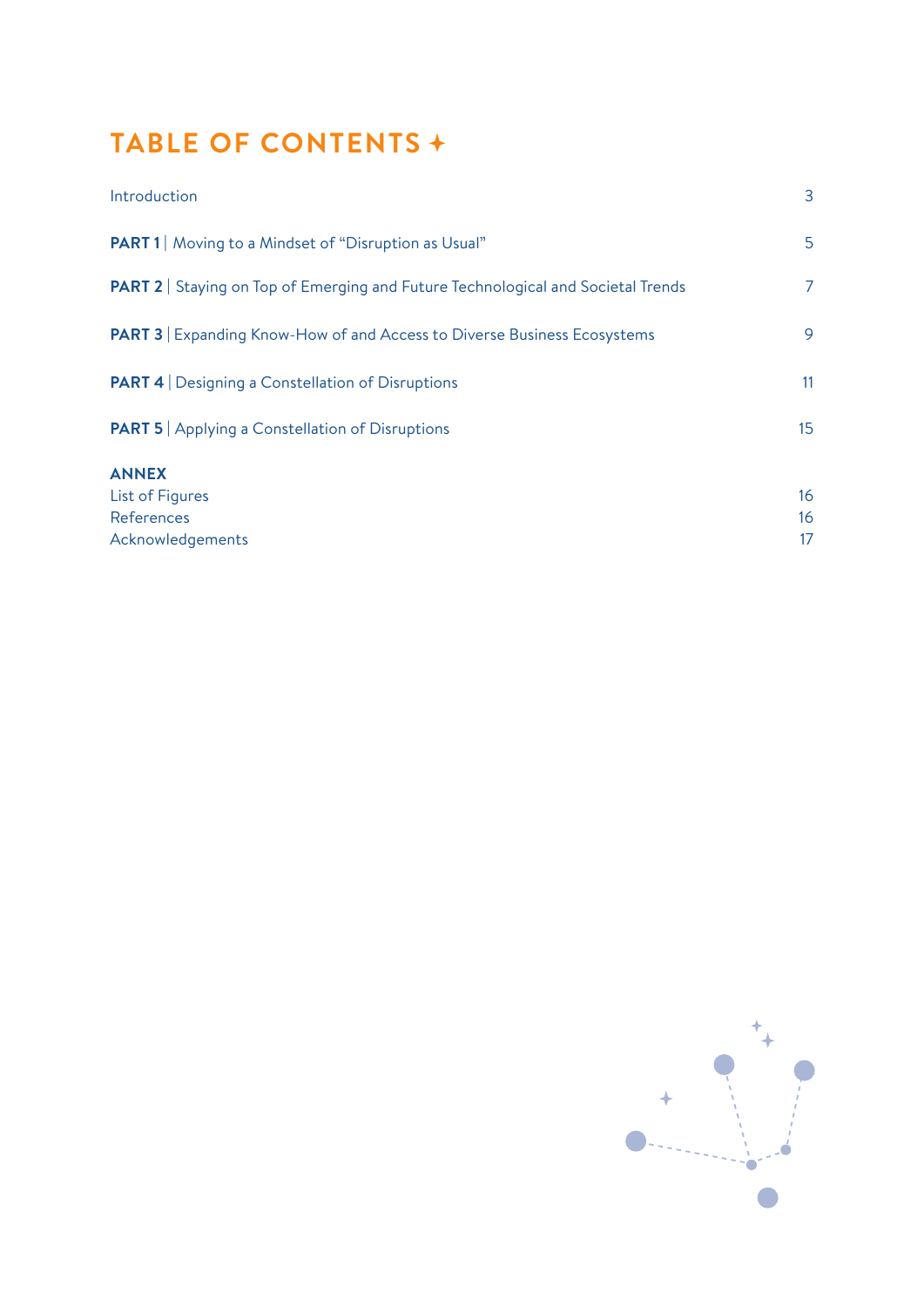# TABLE OF CONTENTS ✦

| | |
|---|---|
| Introduction | 3 |
| **PART 1** \| Moving to a Mindset of "Disruption as Usual" | 5 |
| **PART 2** \| Staying on Top of Emerging and Future Technological and Societal Trends | 7 |
| **PART 3** \| Expanding Know-How of and Access to Diverse Business Ecosystems | 9 |
| **PART 4** \| Designing a Constellation of Disruptions | 11 |
| **PART 5** \| Applying a Constellation of Disruptions | 15 |
| **ANNEX** | |
| List of Figures | 16 |
| References | 16 |
| Acknowledgements | 17 |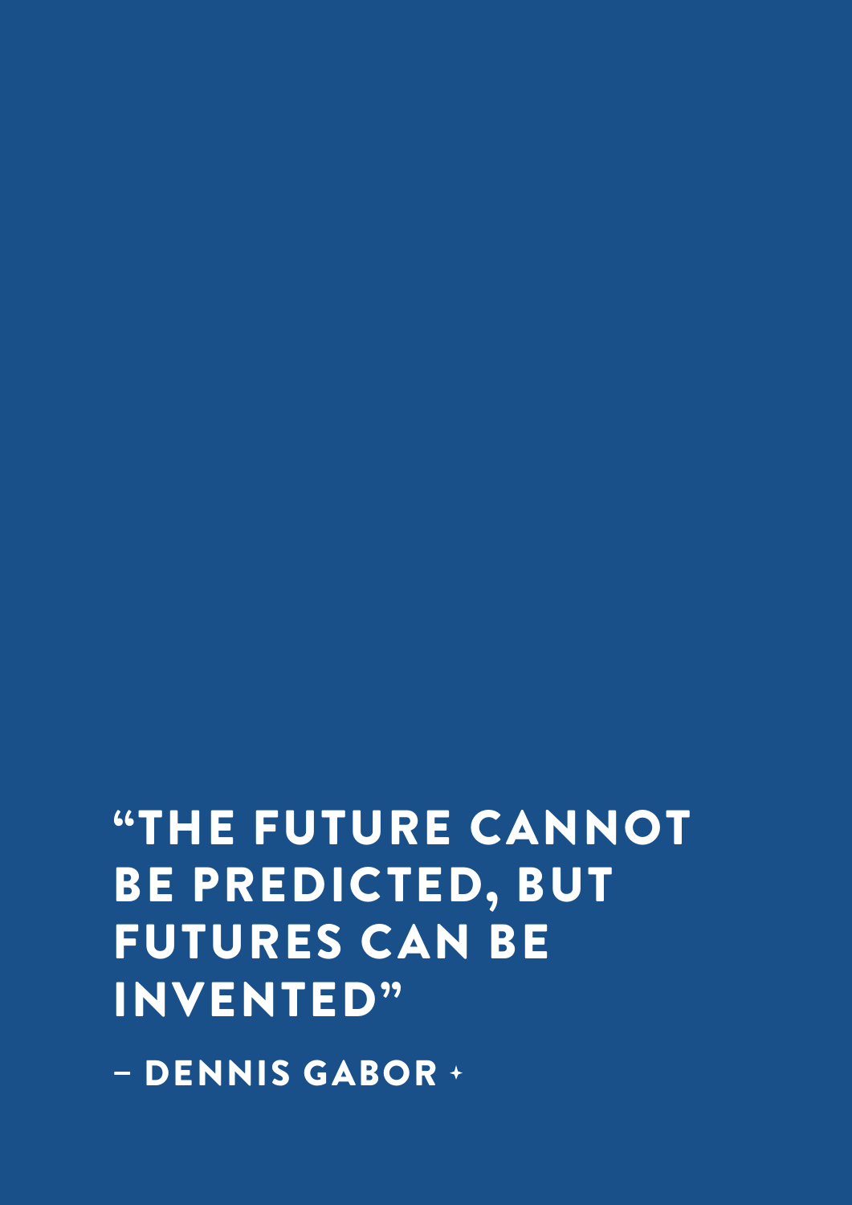**"THE FUTURE CANNOT BE PREDICTED, BUT FUTURES CAN BE INVENTED"**

**– DENNIS GABOR**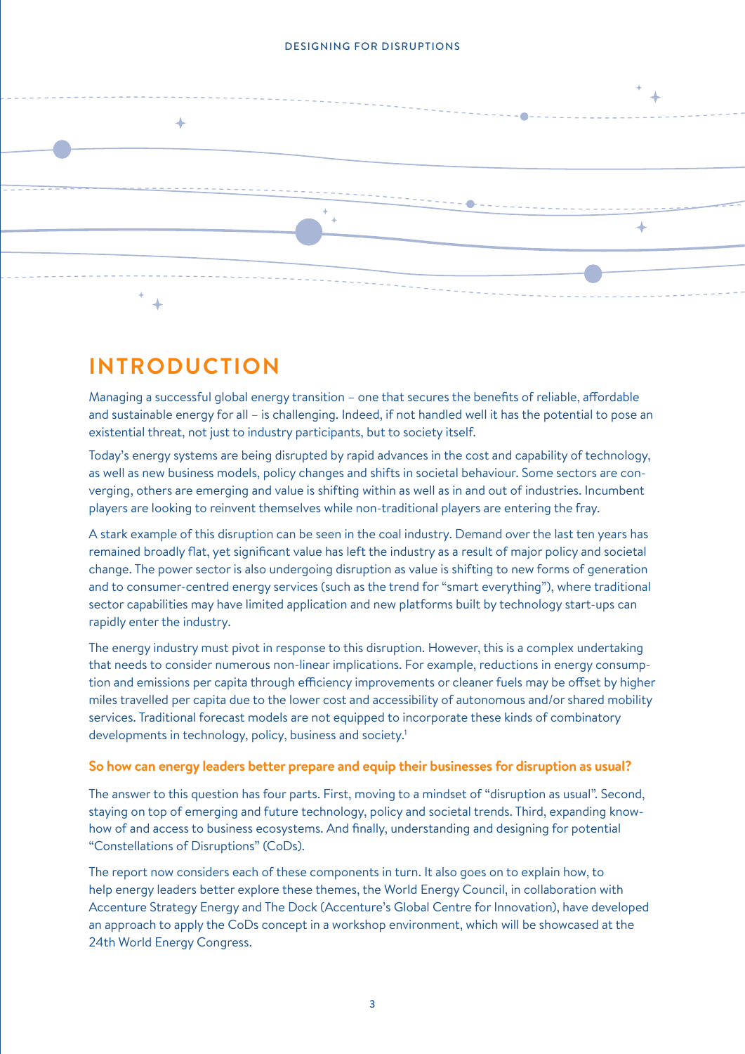# INTRODUCTION

Managing a successful global energy transition – one that secures the benefits of reliable, affordable and sustainable energy for all – is challenging. Indeed, if not handled well it has the potential to pose an existential threat, not just to industry participants, but to society itself.

Today's energy systems are being disrupted by rapid advances in the cost and capability of technology, as well as new business models, policy changes and shifts in societal behaviour. Some sectors are converging, others are emerging and value is shifting within as well as in and out of industries. Incumbent players are looking to reinvent themselves while non-traditional players are entering the fray.

A stark example of this disruption can be seen in the coal industry. Demand over the last ten years has remained broadly flat, yet significant value has left the industry as a result of major policy and societal change. The power sector is also undergoing disruption as value is shifting to new forms of generation and to consumer-centred energy services (such as the trend for "smart everything"), where traditional sector capabilities may have limited application and new platforms built by technology start-ups can rapidly enter the industry.

The energy industry must pivot in response to this disruption. However, this is a complex undertaking that needs to consider numerous non-linear implications. For example, reductions in energy consumption and emissions per capita through efficiency improvements or cleaner fuels may be offset by higher miles travelled per capita due to the lower cost and accessibility of autonomous and/or shared mobility services. Traditional forecast models are not equipped to incorporate these kinds of combinatory developments in technology, policy, business and society.[1]

**So how can energy leaders better prepare and equip their businesses for disruption as usual?**

The answer to this question has four parts. First, moving to a mindset of "disruption as usual". Second, staying on top of emerging and future technology, policy and societal trends. Third, expanding know-how of and access to business ecosystems. And finally, understanding and designing for potential "Constellations of Disruptions" (CoDs).

The report now considers each of these components in turn. It also goes on to explain how, to help energy leaders better explore these themes, the World Energy Council, in collaboration with Accenture Strategy Energy and The Dock (Accenture's Global Centre for Innovation), have developed an approach to apply the CoDs concept in a workshop environment, which will be showcased at the 24th World Energy Congress.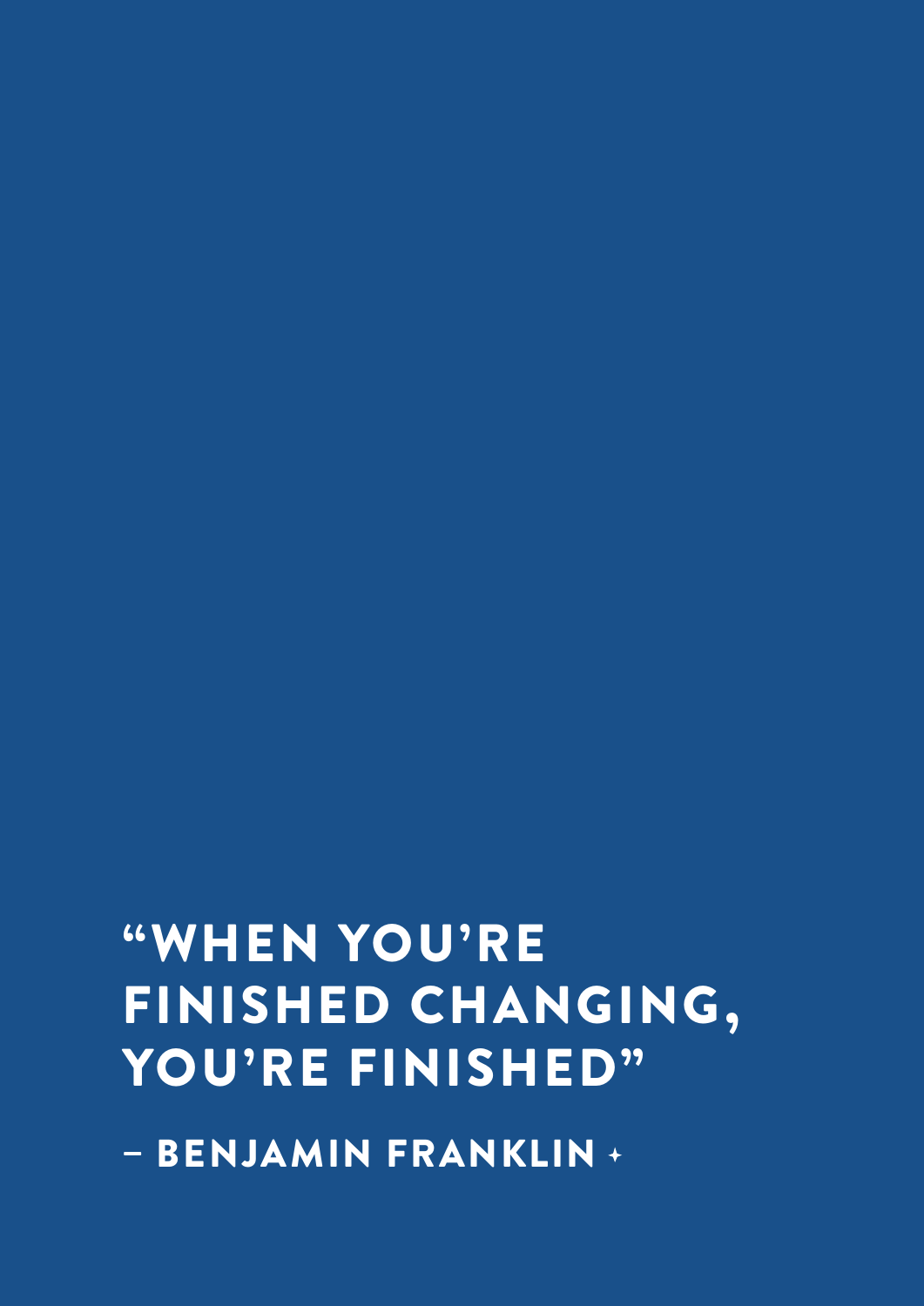**"WHEN YOU'RE FINISHED CHANGING, YOU'RE FINISHED"**

**– BENJAMIN FRANKLIN**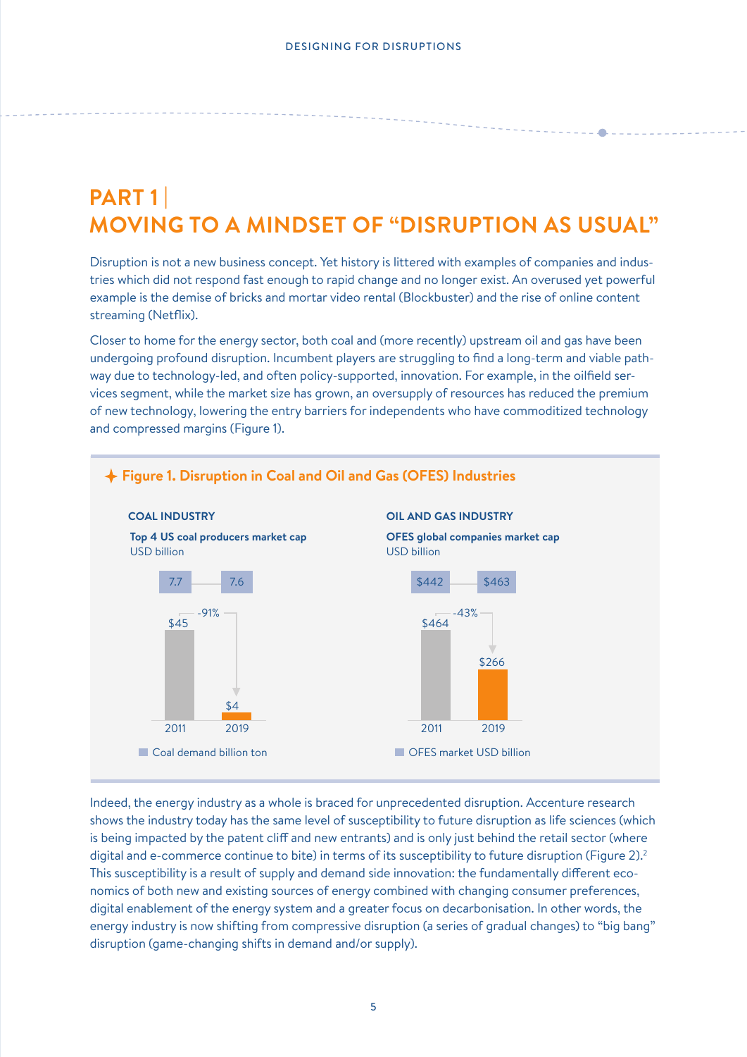# PART 1 | MOVING TO A MINDSET OF "DISRUPTION AS USUAL"

Disruption is not a new business concept. Yet history is littered with examples of companies and industries which did not respond fast enough to rapid change and no longer exist. An overused yet powerful example is the demise of bricks and mortar video rental (Blockbuster) and the rise of online content streaming (Netflix).

Closer to home for the energy sector, both coal and (more recently) upstream oil and gas have been undergoing profound disruption. Incumbent players are struggling to find a long-term and viable pathway due to technology-led, and often policy-supported, innovation. For example, in the oilfield services segment, while the market size has grown, an oversupply of resources has reduced the premium of new technology, lowering the entry barriers for independents who have commoditized technology and compressed margins (Figure 1).

**Figure 1. Disruption in Coal and Oil and Gas (OFES) Industries**

**COAL INDUSTRY**

**Top 4 US coal producers market cap**
USD billion

| | 2011 | 2019 |
|---|---|---|
| Coal demand billion ton | 7.7 | 7.6 |
| Market cap (USD billion) | $45 | $4 |

-91%

**OIL AND GAS INDUSTRY**

**OFES global companies market cap**
USD billion

| | 2011 | 2019 |
|---|---|---|
| OFES market USD billion | $442 | $463 |
| Market cap (USD billion) | $464 | $266 |

-43%

Indeed, the energy industry as a whole is braced for unprecedented disruption. Accenture research shows the industry today has the same level of susceptibility to future disruption as life sciences (which is being impacted by the patent cliff and new entrants) and is only just behind the retail sector (where digital and e-commerce continue to bite) in terms of its susceptibility to future disruption (Figure 2).[2] This susceptibility is a result of supply and demand side innovation: the fundamentally different economics of both new and existing sources of energy combined with changing consumer preferences, digital enablement of the energy system and a greater focus on decarbonisation. In other words, the energy industry is now shifting from compressive disruption (a series of gradual changes) to "big bang" disruption (game-changing shifts in demand and/or supply).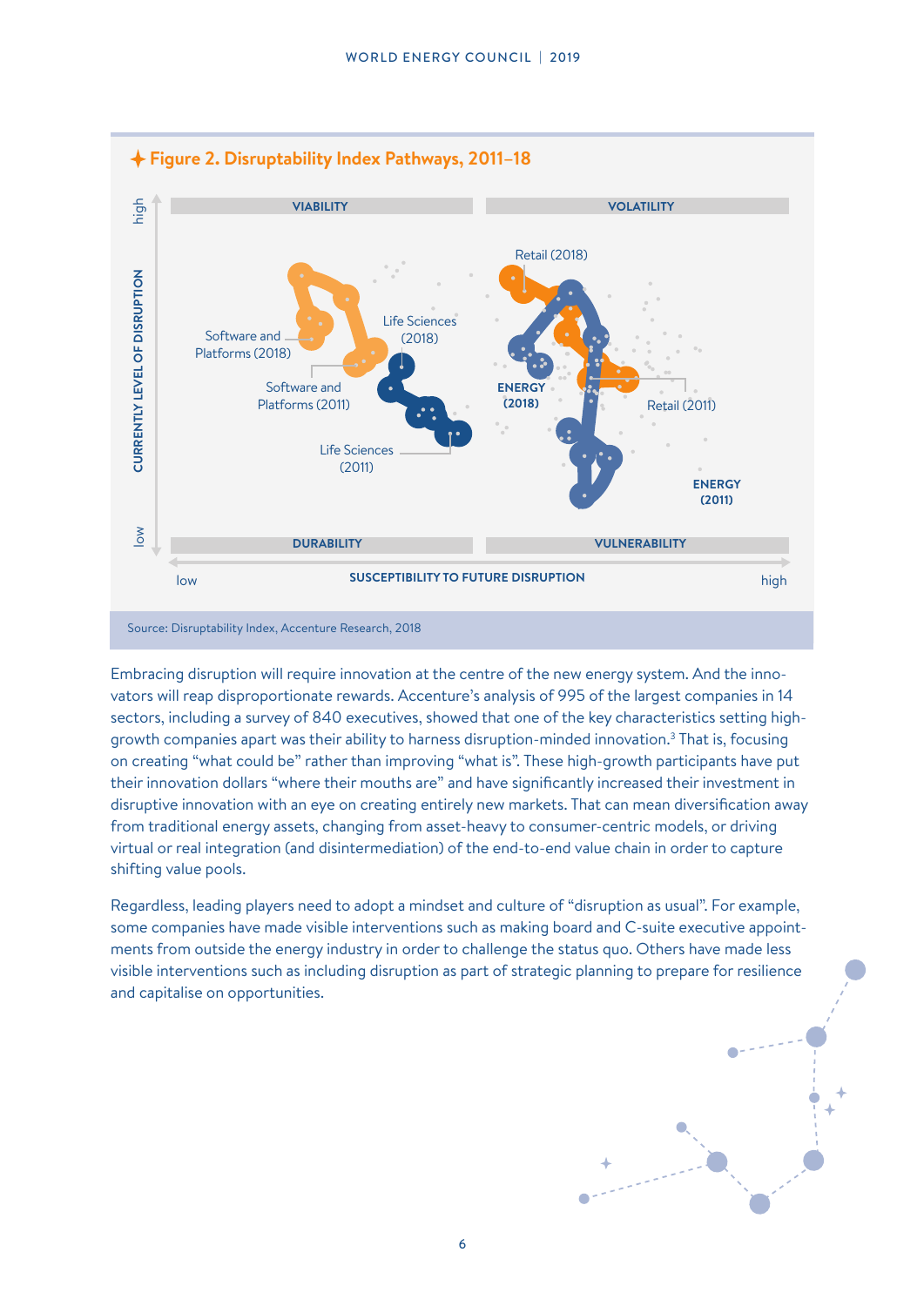## Figure 2. Disruptability Index Pathways, 2011–18

Source: Disruptability Index, Accenture Research, 2018

Embracing disruption will require innovation at the centre of the new energy system. And the innovators will reap disproportionate rewards. Accenture's analysis of 995 of the largest companies in 14 sectors, including a survey of 840 executives, showed that one of the key characteristics setting high-growth companies apart was their ability to harness disruption-minded innovation.[3] That is, focusing on creating "what could be" rather than improving "what is". These high-growth participants have put their innovation dollars "where their mouths are" and have significantly increased their investment in disruptive innovation with an eye on creating entirely new markets. That can mean diversification away from traditional energy assets, changing from asset-heavy to consumer-centric models, or driving virtual or real integration (and disintermediation) of the end-to-end value chain in order to capture shifting value pools.

Regardless, leading players need to adopt a mindset and culture of "disruption as usual". For example, some companies have made visible interventions such as making board and C-suite executive appointments from outside the energy industry in order to challenge the status quo. Others have made less visible interventions such as including disruption as part of strategic planning to prepare for resilience and capitalise on opportunities.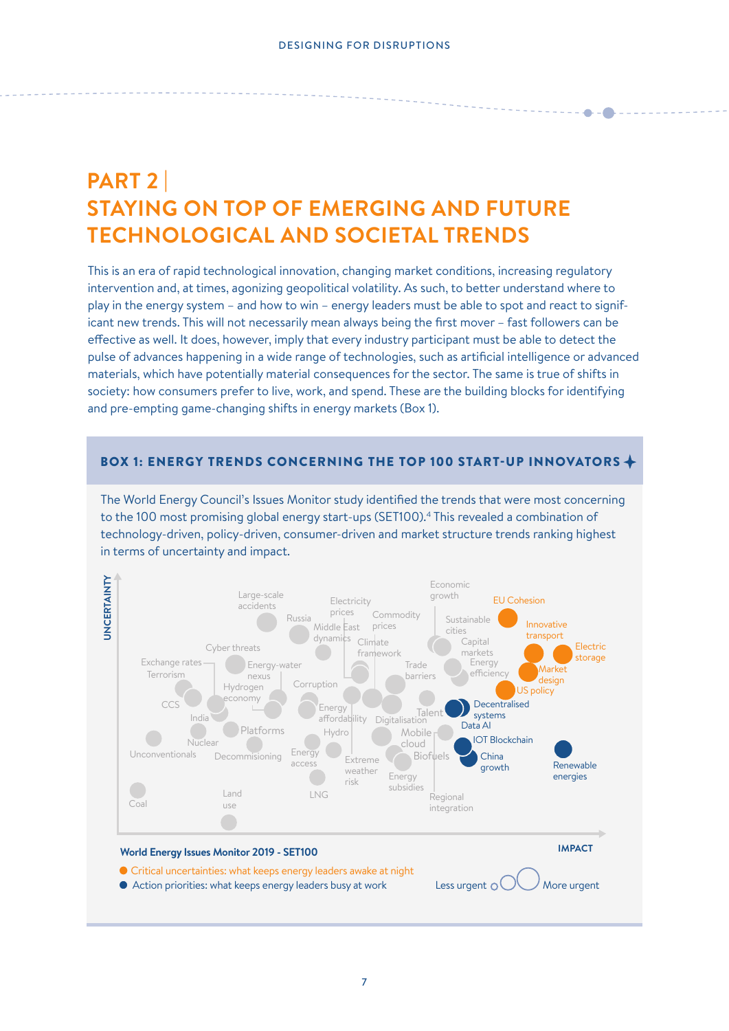# PART 2 | STAYING ON TOP OF EMERGING AND FUTURE TECHNOLOGICAL AND SOCIETAL TRENDS

This is an era of rapid technological innovation, changing market conditions, increasing regulatory intervention and, at times, agonizing geopolitical volatility. As such, to better understand where to play in the energy system – and how to win – energy leaders must be able to spot and react to significant new trends. This will not necessarily mean always being the first mover – fast followers can be effective as well. It does, however, imply that every industry participant must be able to detect the pulse of advances happening in a wide range of technologies, such as artificial intelligence or advanced materials, which have potentially material consequences for the sector. The same is true of shifts in society: how consumers prefer to live, work, and spend. These are the building blocks for identifying and pre-empting game-changing shifts in energy markets (Box 1).

## BOX 1: ENERGY TRENDS CONCERNING THE TOP 100 START-UP INNOVATORS

The World Energy Council's Issues Monitor study identified the trends that were most concerning to the 100 most promising global energy start-ups (SET100).[4] This revealed a combination of technology-driven, policy-driven, consumer-driven and market structure trends ranking highest in terms of uncertainty and impact.

UNCERTAINTY

Large-scale accidents, Russia, Electricity prices, Middle East dynamics, Commodity prices, Economic growth, EU Cohesion, Innovative transport, Sustainable cities, Climate framework, Cyber threats, Capital markets, Electric storage, Exchange rates, Terrorism, Energy-water nexus, Trade barriers, Energy efficiency, Market design, Hydrogen economy, Corruption, US policy, CCS, Decentralised systems, Energy affordability, Talent, India, Digitalisation, Data AI, Platforms, Hydro, Mobile cloud, Nuclear, IOT Blockchain, Unconventionals, Decommissioning, Energy access, Biofuels, China growth, Renewable energies, Extreme weather risk, Energy subsidies, Coal, Land use, LNG, Regional integration

IMPACT

**World Energy Issues Monitor 2019 - SET100**

- Critical uncertainties: what keeps energy leaders awake at night
- Action priorities: what keeps energy leaders busy at work

Less urgent — More urgent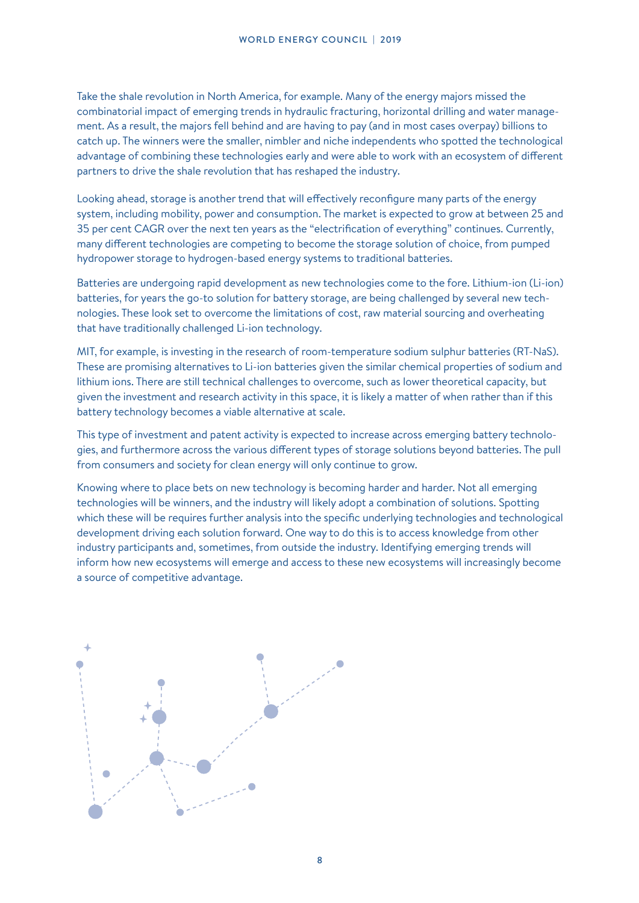Take the shale revolution in North America, for example. Many of the energy majors missed the combinatorial impact of emerging trends in hydraulic fracturing, horizontal drilling and water management. As a result, the majors fell behind and are having to pay (and in most cases overpay) billions to catch up. The winners were the smaller, nimbler and niche independents who spotted the technological advantage of combining these technologies early and were able to work with an ecosystem of different partners to drive the shale revolution that has reshaped the industry.

Looking ahead, storage is another trend that will effectively reconfigure many parts of the energy system, including mobility, power and consumption. The market is expected to grow at between 25 and 35 per cent CAGR over the next ten years as the "electrification of everything" continues. Currently, many different technologies are competing to become the storage solution of choice, from pumped hydropower storage to hydrogen-based energy systems to traditional batteries.

Batteries are undergoing rapid development as new technologies come to the fore. Lithium-ion (Li-ion) batteries, for years the go-to solution for battery storage, are being challenged by several new technologies. These look set to overcome the limitations of cost, raw material sourcing and overheating that have traditionally challenged Li-ion technology.

MIT, for example, is investing in the research of room-temperature sodium sulphur batteries (RT-NaS). These are promising alternatives to Li-ion batteries given the similar chemical properties of sodium and lithium ions. There are still technical challenges to overcome, such as lower theoretical capacity, but given the investment and research activity in this space, it is likely a matter of when rather than if this battery technology becomes a viable alternative at scale.

This type of investment and patent activity is expected to increase across emerging battery technologies, and furthermore across the various different types of storage solutions beyond batteries. The pull from consumers and society for clean energy will only continue to grow.

Knowing where to place bets on new technology is becoming harder and harder. Not all emerging technologies will be winners, and the industry will likely adopt a combination of solutions. Spotting which these will be requires further analysis into the specific underlying technologies and technological development driving each solution forward. One way to do this is to access knowledge from other industry participants and, sometimes, from outside the industry. Identifying emerging trends will inform how new ecosystems will emerge and access to these new ecosystems will increasingly become a source of competitive advantage.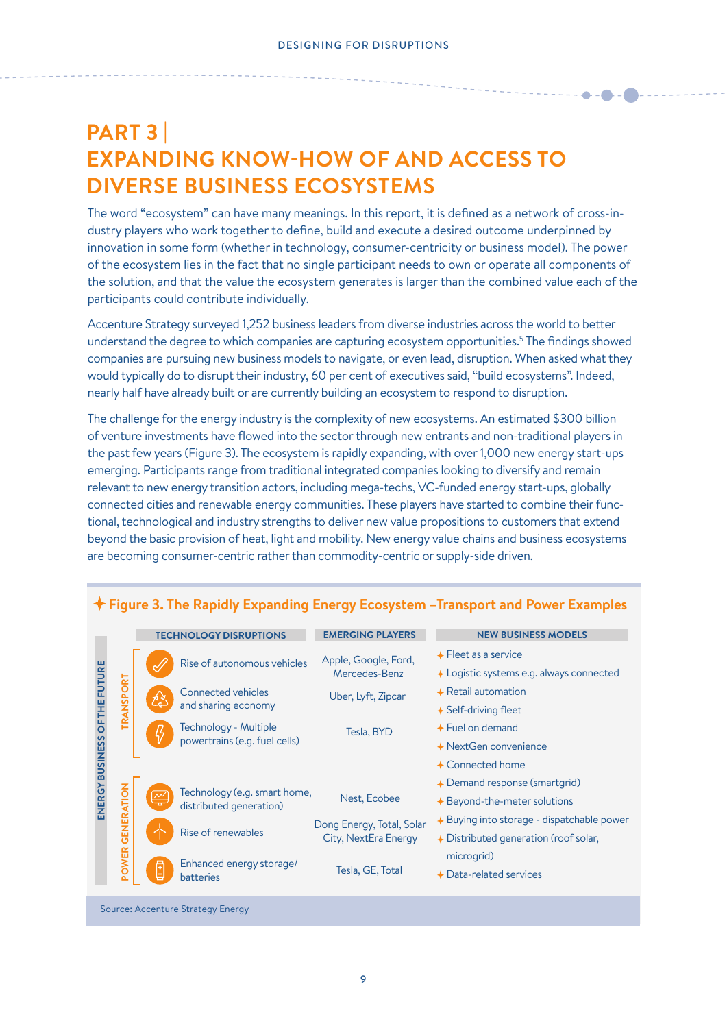## PART 3 | EXPANDING KNOW-HOW OF AND ACCESS TO DIVERSE BUSINESS ECOSYSTEMS

The word "ecosystem" can have many meanings. In this report, it is defined as a network of cross-industry players who work together to define, build and execute a desired outcome underpinned by innovation in some form (whether in technology, consumer-centricity or business model). The power of the ecosystem lies in the fact that no single participant needs to own or operate all components of the solution, and that the value the ecosystem generates is larger than the combined value each of the participants could contribute individually.

Accenture Strategy surveyed 1,252 business leaders from diverse industries across the world to better understand the degree to which companies are capturing ecosystem opportunities.[5] The findings showed companies are pursuing new business models to navigate, or even lead, disruption. When asked what they would typically do to disrupt their industry, 60 per cent of executives said, "build ecosystems". Indeed, nearly half have already built or are currently building an ecosystem to respond to disruption.

The challenge for the energy industry is the complexity of new ecosystems. An estimated $300 billion of venture investments have flowed into the sector through new entrants and non-traditional players in the past few years (Figure 3). The ecosystem is rapidly expanding, with over 1,000 new energy start-ups emerging. Participants range from traditional integrated companies looking to diversify and remain relevant to new energy transition actors, including mega-techs, VC-funded energy start-ups, globally connected cities and renewable energy communities. These players have started to combine their functional, technological and industry strengths to deliver new value propositions to customers that extend beyond the basic provision of heat, light and mobility. New energy value chains and business ecosystems are becoming consumer-centric rather than commodity-centric or supply-side driven.

**Figure 3. The Rapidly Expanding Energy Ecosystem –Transport and Power Examples**

| ENERGY BUSINESS OF THE FUTURE | TECHNOLOGY DISRUPTIONS | EMERGING PLAYERS |
|---|---|---|
| TRANSPORT | Rise of autonomous vehicles | Apple, Google, Ford, Mercedes-Benz |
| TRANSPORT | Connected vehicles and sharing economy | Uber, Lyft, Zipcar |
| TRANSPORT | Technology - Multiple powertrains (e.g. fuel cells) | Tesla, BYD |
| POWER GENERATION | Technology (e.g. smart home, distributed generation) | Nest, Ecobee |
| POWER GENERATION | Rise of renewables | Dong Energy, Total, Solar City, NextEra Energy |
| POWER GENERATION | Enhanced energy storage/ batteries | Tesla, GE, Total |

**NEW BUSINESS MODELS**

- Fleet as a service
- Logistic systems e.g. always connected
- Retail automation
- Self-driving fleet
- Fuel on demand
- NextGen convenience
- Connected home
- Demand response (smartgrid)
- Beyond-the-meter solutions
- Buying into storage - dispatchable power
- Distributed generation (roof solar, microgrid)
- Data-related services

Source: Accenture Strategy Energy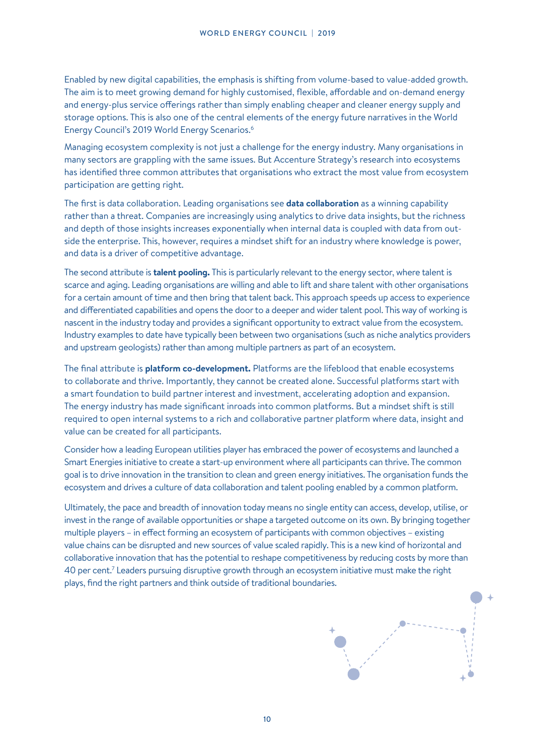Enabled by new digital capabilities, the emphasis is shifting from volume-based to value-added growth. The aim is to meet growing demand for highly customised, flexible, affordable and on-demand energy and energy-plus service offerings rather than simply enabling cheaper and cleaner energy supply and storage options. This is also one of the central elements of the energy future narratives in the World Energy Council's 2019 World Energy Scenarios.[6]

Managing ecosystem complexity is not just a challenge for the energy industry. Many organisations in many sectors are grappling with the same issues. But Accenture Strategy's research into ecosystems has identified three common attributes that organisations who extract the most value from ecosystem participation are getting right.

The first is data collaboration. Leading organisations see **data collaboration** as a winning capability rather than a threat. Companies are increasingly using analytics to drive data insights, but the richness and depth of those insights increases exponentially when internal data is coupled with data from outside the enterprise. This, however, requires a mindset shift for an industry where knowledge is power, and data is a driver of competitive advantage.

The second attribute is **talent pooling.** This is particularly relevant to the energy sector, where talent is scarce and aging. Leading organisations are willing and able to lift and share talent with other organisations for a certain amount of time and then bring that talent back. This approach speeds up access to experience and differentiated capabilities and opens the door to a deeper and wider talent pool. This way of working is nascent in the industry today and provides a significant opportunity to extract value from the ecosystem. Industry examples to date have typically been between two organisations (such as niche analytics providers and upstream geologists) rather than among multiple partners as part of an ecosystem.

The final attribute is **platform co-development.** Platforms are the lifeblood that enable ecosystems to collaborate and thrive. Importantly, they cannot be created alone. Successful platforms start with a smart foundation to build partner interest and investment, accelerating adoption and expansion. The energy industry has made significant inroads into common platforms. But a mindset shift is still required to open internal systems to a rich and collaborative partner platform where data, insight and value can be created for all participants.

Consider how a leading European utilities player has embraced the power of ecosystems and launched a Smart Energies initiative to create a start-up environment where all participants can thrive. The common goal is to drive innovation in the transition to clean and green energy initiatives. The organisation funds the ecosystem and drives a culture of data collaboration and talent pooling enabled by a common platform.

Ultimately, the pace and breadth of innovation today means no single entity can access, develop, utilise, or invest in the range of available opportunities or shape a targeted outcome on its own. By bringing together multiple players – in effect forming an ecosystem of participants with common objectives – existing value chains can be disrupted and new sources of value scaled rapidly. This is a new kind of horizontal and collaborative innovation that has the potential to reshape competitiveness by reducing costs by more than 40 per cent.[7] Leaders pursuing disruptive growth through an ecosystem initiative must make the right plays, find the right partners and think outside of traditional boundaries.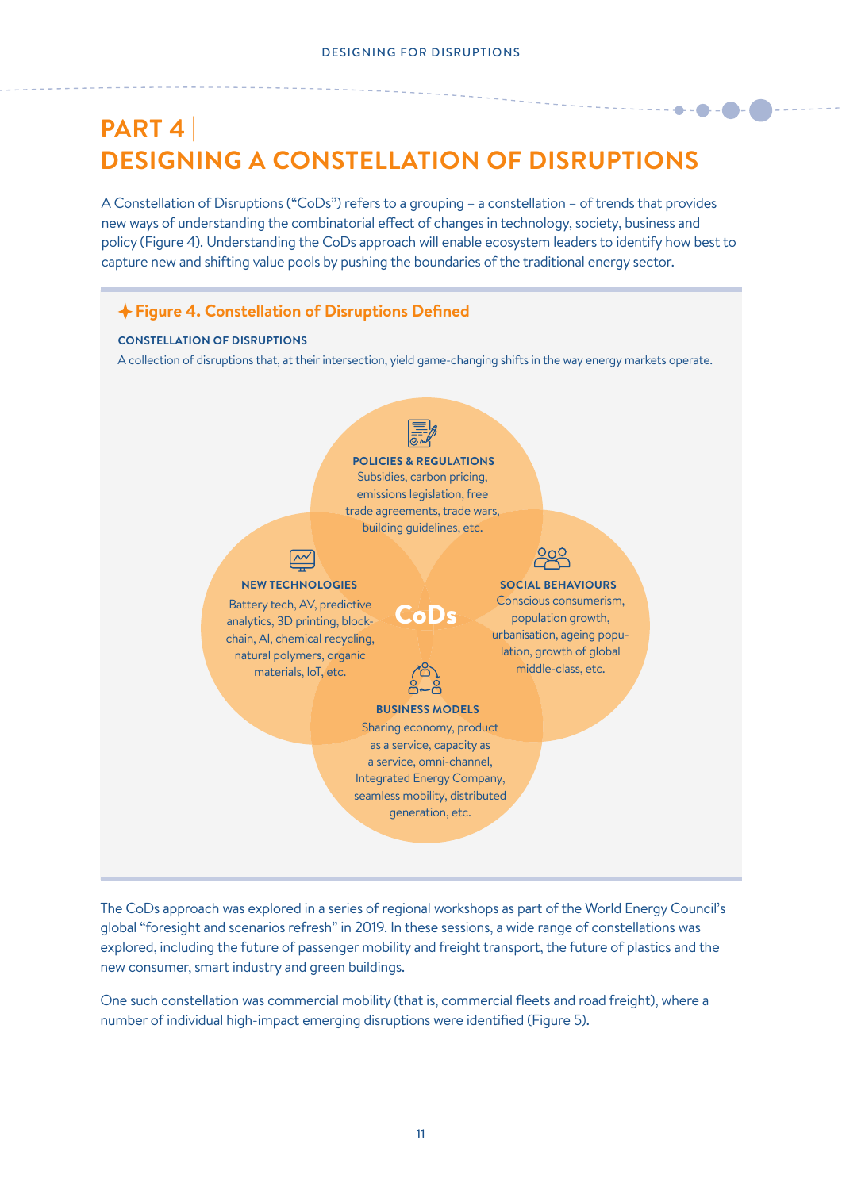# PART 4 | DESIGNING A CONSTELLATION OF DISRUPTIONS

A Constellation of Disruptions ("CoDs") refers to a grouping – a constellation – of trends that provides new ways of understanding the combinatorial effect of changes in technology, society, business and policy (Figure 4). Understanding the CoDs approach will enable ecosystem leaders to identify how best to capture new and shifting value pools by pushing the boundaries of the traditional energy sector.

**Figure 4. Constellation of Disruptions Defined**

**CONSTELLATION OF DISRUPTIONS**

A collection of disruptions that, at their intersection, yield game-changing shifts in the way energy markets operate.

**POLICIES & REGULATIONS**
Subsidies, carbon pricing, emissions legislation, free trade agreements, trade wars, building guidelines, etc.

**NEW TECHNOLOGIES**
Battery tech, AV, predictive analytics, 3D printing, blockchain, AI, chemical recycling, natural polymers, organic materials, IoT, etc.

**CoDs**

**SOCIAL BEHAVIOURS**
Conscious consumerism, population growth, urbanisation, ageing population, growth of global middle-class, etc.

**BUSINESS MODELS**
Sharing economy, product as a service, capacity as a service, omni-channel, Integrated Energy Company, seamless mobility, distributed generation, etc.

The CoDs approach was explored in a series of regional workshops as part of the World Energy Council's global "foresight and scenarios refresh" in 2019. In these sessions, a wide range of constellations was explored, including the future of passenger mobility and freight transport, the future of plastics and the new consumer, smart industry and green buildings.

One such constellation was commercial mobility (that is, commercial fleets and road freight), where a number of individual high-impact emerging disruptions were identified (Figure 5).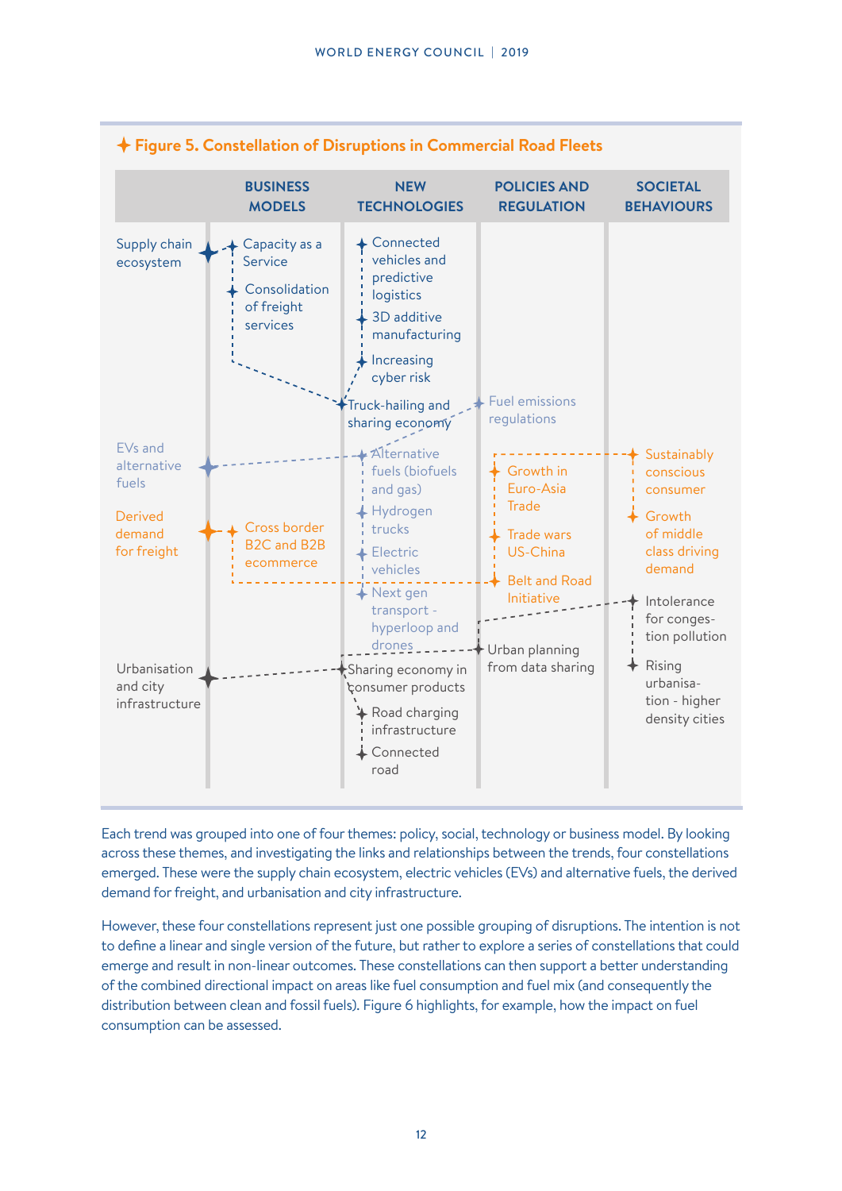**Figure 5. Constellation of Disruptions in Commercial Road Fleets**

| | BUSINESS MODELS | NEW TECHNOLOGIES | POLICIES AND REGULATION | SOCIETAL BEHAVIOURS |
|---|---|---|---|---|
| Supply chain ecosystem | Capacity as a Service; Consolidation of freight services | Connected vehicles and predictive logistics; 3D additive manufacturing; Increasing cyber risk; Truck-hailing and sharing economy | Fuel emissions regulations | |
| EVs and alternative fuels | | Alternative fuels (biofuels and gas); Hydrogen trucks; Electric vehicles; Next gen transport - hyperloop and drones | | |
| Derived demand for freight | Cross border B2C and B2B ecommerce | | Growth in Euro-Asia Trade; Trade wars US-China; Belt and Road Initiative | Sustainably conscious consumer; Growth of middle class driving demand |
| Urbanisation and city infrastructure | | Sharing economy in consumer products; Road charging infrastructure; Connected road | Urban planning from data sharing | Intolerance for congestion pollution; Rising urbanisation - higher density cities |

Each trend was grouped into one of four themes: policy, social, technology or business model. By looking across these themes, and investigating the links and relationships between the trends, four constellations emerged. These were the supply chain ecosystem, electric vehicles (EVs) and alternative fuels, the derived demand for freight, and urbanisation and city infrastructure.

However, these four constellations represent just one possible grouping of disruptions. The intention is not to define a linear and single version of the future, but rather to explore a series of constellations that could emerge and result in non-linear outcomes. These constellations can then support a better understanding of the combined directional impact on areas like fuel consumption and fuel mix (and consequently the distribution between clean and fossil fuels). Figure 6 highlights, for example, how the impact on fuel consumption can be assessed.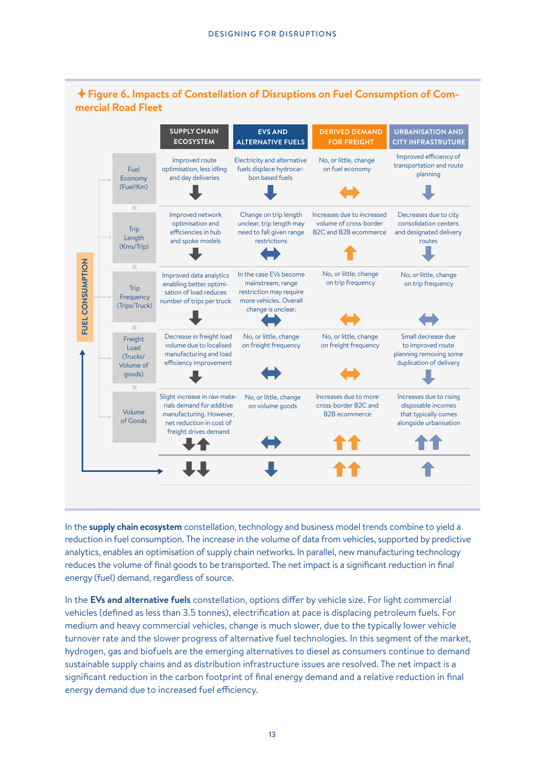## ✦ Figure 6. Impacts of Constellation of Disruptions on Fuel Consumption of Commercial Road Fleet

| FUEL CONSUMPTION | SUPPLY CHAIN ECOSYSTEM | EVS AND ALTERNATIVE FUELS | DERIVED DEMAND FOR FREIGHT | URBANISATION AND CITY INFRASTRUTURE |
|---|---|---|---|---|
| Fuel Economy (Fuel/Km) | Improved route optimisation, less idling and day deliveries ↓ | Electricity and alternative fuels displace hydrocarbon based fuels ↓ | No, or little, change on fuel economy ↔ | Improved efficiency of transportation and route planning ↓ |
| Trip Length (Kms/Trip) | Improved network optimisation and efficiencies in hub and spoke models ↓ | Change on trip length unclear, trip length may need to fall given range restrictions ↔ | Increases due to increased volume of cross-border B2C and B2B ecommerce ↑ | Decreases due to city consolidation centers and designated delivery routes ↓ |
| Trip Frequency (Trips/Truck) | Improved data analytics enabling better optimisation of load reduces number of trips per truck ↓ | In the case EVs become mainstream, range restriction may require more vehicles. Overall change is unclear. ↔ | No, or little, change on trip frequency ↔ | No, or little, change on trip frequency ↔ |
| Freight Load (Trucks/ Volume of goods) | Decrease in freight load volume due to localised manufacturing and load efficiency improvement ↓ | No, or little, change on freight frequency ↔ | No, or little, change on freight frequency ↔ | Small decrease due to improved route planning removing some duplication of delivery ↓ |
| Volume of Goods | Slight increase in raw materials demand for additive manufacturing. However, net reduction in cost of freight drives demand ↓↑ | No, or little, change on volume goods ↔ | Increases due to more cross-border B2C and B2B ecommerce ↑↑ | Increases due to rising disposable incomes that typically comes alongside urbanisation ↑↑ |
| → | ↓↓ | ↓ | ↑↑ | ↑ |

In the **supply chain ecosystem** constellation, technology and business model trends combine to yield a reduction in fuel consumption. The increase in the volume of data from vehicles, supported by predictive analytics, enables an optimisation of supply chain networks. In parallel, new manufacturing technology reduces the volume of final goods to be transported. The net impact is a significant reduction in final energy (fuel) demand, regardless of source.

In the **EVs and alternative fuels** constellation, options differ by vehicle size. For light commercial vehicles (defined as less than 3.5 tonnes), electrification at pace is displacing petroleum fuels. For medium and heavy commercial vehicles, change is much slower, due to the typically lower vehicle turnover rate and the slower progress of alternative fuel technologies. In this segment of the market, hydrogen, gas and biofuels are the emerging alternatives to diesel as consumers continue to demand sustainable supply chains and as distribution infrastructure issues are resolved. The net impact is a significant reduction in the carbon footprint of final energy demand and a relative reduction in final energy demand due to increased fuel efficiency.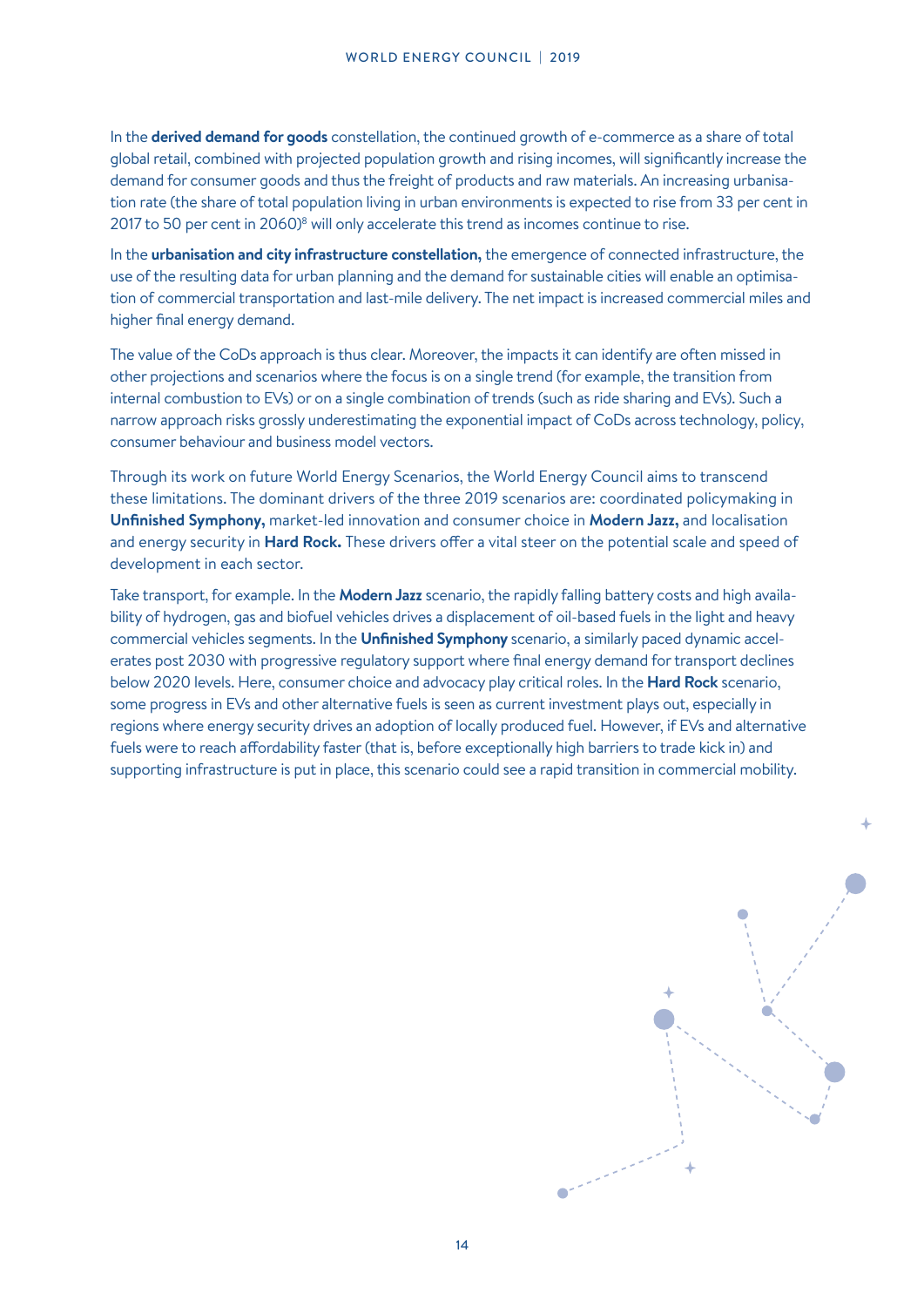In the **derived demand for goods** constellation, the continued growth of e-commerce as a share of total global retail, combined with projected population growth and rising incomes, will significantly increase the demand for consumer goods and thus the freight of products and raw materials. An increasing urbanisation rate (the share of total population living in urban environments is expected to rise from 33 per cent in 2017 to 50 per cent in 2060)[8] will only accelerate this trend as incomes continue to rise.

In the **urbanisation and city infrastructure constellation,** the emergence of connected infrastructure, the use of the resulting data for urban planning and the demand for sustainable cities will enable an optimisation of commercial transportation and last-mile delivery. The net impact is increased commercial miles and higher final energy demand.

The value of the CoDs approach is thus clear. Moreover, the impacts it can identify are often missed in other projections and scenarios where the focus is on a single trend (for example, the transition from internal combustion to EVs) or on a single combination of trends (such as ride sharing and EVs). Such a narrow approach risks grossly underestimating the exponential impact of CoDs across technology, policy, consumer behaviour and business model vectors.

Through its work on future World Energy Scenarios, the World Energy Council aims to transcend these limitations. The dominant drivers of the three 2019 scenarios are: coordinated policymaking in **Unfinished Symphony,** market-led innovation and consumer choice in **Modern Jazz,** and localisation and energy security in **Hard Rock.** These drivers offer a vital steer on the potential scale and speed of development in each sector.

Take transport, for example. In the **Modern Jazz** scenario, the rapidly falling battery costs and high availability of hydrogen, gas and biofuel vehicles drives a displacement of oil-based fuels in the light and heavy commercial vehicles segments. In the **Unfinished Symphony** scenario, a similarly paced dynamic accelerates post 2030 with progressive regulatory support where final energy demand for transport declines below 2020 levels. Here, consumer choice and advocacy play critical roles. In the **Hard Rock** scenario, some progress in EVs and other alternative fuels is seen as current investment plays out, especially in regions where energy security drives an adoption of locally produced fuel. However, if EVs and alternative fuels were to reach affordability faster (that is, before exceptionally high barriers to trade kick in) and supporting infrastructure is put in place, this scenario could see a rapid transition in commercial mobility.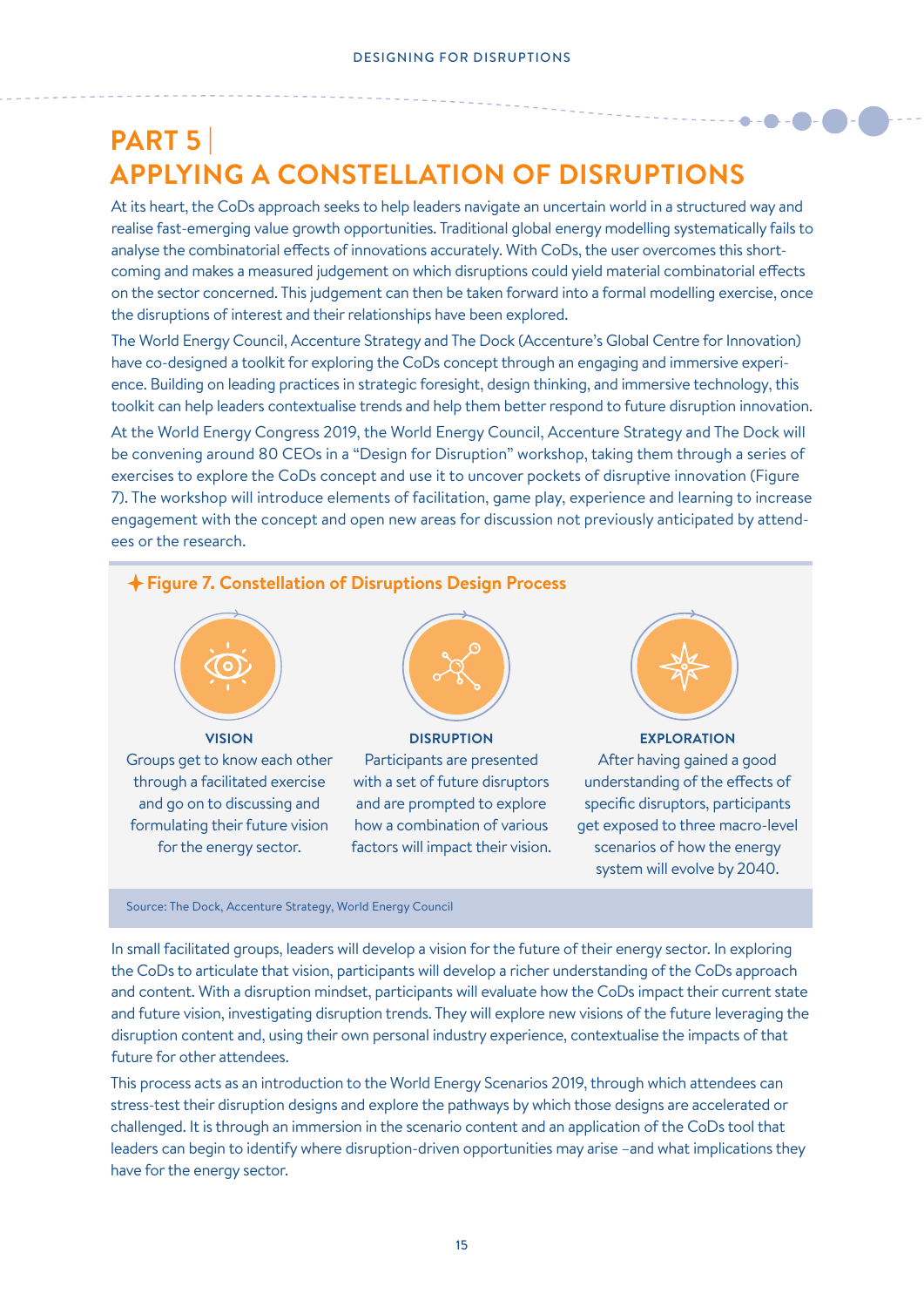# PART 5 | APPLYING A CONSTELLATION OF DISRUPTIONS

At its heart, the CoDs approach seeks to help leaders navigate an uncertain world in a structured way and realise fast-emerging value growth opportunities. Traditional global energy modelling systematically fails to analyse the combinatorial effects of innovations accurately. With CoDs, the user overcomes this short-coming and makes a measured judgement on which disruptions could yield material combinatorial effects on the sector concerned. This judgement can then be taken forward into a formal modelling exercise, once the disruptions of interest and their relationships have been explored.

The World Energy Council, Accenture Strategy and The Dock (Accenture's Global Centre for Innovation) have co-designed a toolkit for exploring the CoDs concept through an engaging and immersive experience. Building on leading practices in strategic foresight, design thinking, and immersive technology, this toolkit can help leaders contextualise trends and help them better respond to future disruption innovation.

At the World Energy Congress 2019, the World Energy Council, Accenture Strategy and The Dock will be convening around 80 CEOs in a "Design for Disruption" workshop, taking them through a series of exercises to explore the CoDs concept and use it to uncover pockets of disruptive innovation (Figure 7). The workshop will introduce elements of facilitation, game play, experience and learning to increase engagement with the concept and open new areas for discussion not previously anticipated by attendees or the research.

**Figure 7. Constellation of Disruptions Design Process**

**VISION**
Groups get to know each other through a facilitated exercise and go on to discussing and formulating their future vision for the energy sector.

**DISRUPTION**
Participants are presented with a set of future disruptors and are prompted to explore how a combination of various factors will impact their vision.

**EXPLORATION**
After having gained a good understanding of the effects of specific disruptors, participants get exposed to three macro-level scenarios of how the energy system will evolve by 2040.

Source: The Dock, Accenture Strategy, World Energy Council

In small facilitated groups, leaders will develop a vision for the future of their energy sector. In exploring the CoDs to articulate that vision, participants will develop a richer understanding of the CoDs approach and content. With a disruption mindset, participants will evaluate how the CoDs impact their current state and future vision, investigating disruption trends. They will explore new visions of the future leveraging the disruption content and, using their own personal industry experience, contextualise the impacts of that future for other attendees.

This process acts as an introduction to the World Energy Scenarios 2019, through which attendees can stress-test their disruption designs and explore the pathways by which those designs are accelerated or challenged. It is through an immersion in the scenario content and an application of the CoDs tool that leaders can begin to identify where disruption-driven opportunities may arise –and what implications they have for the energy sector.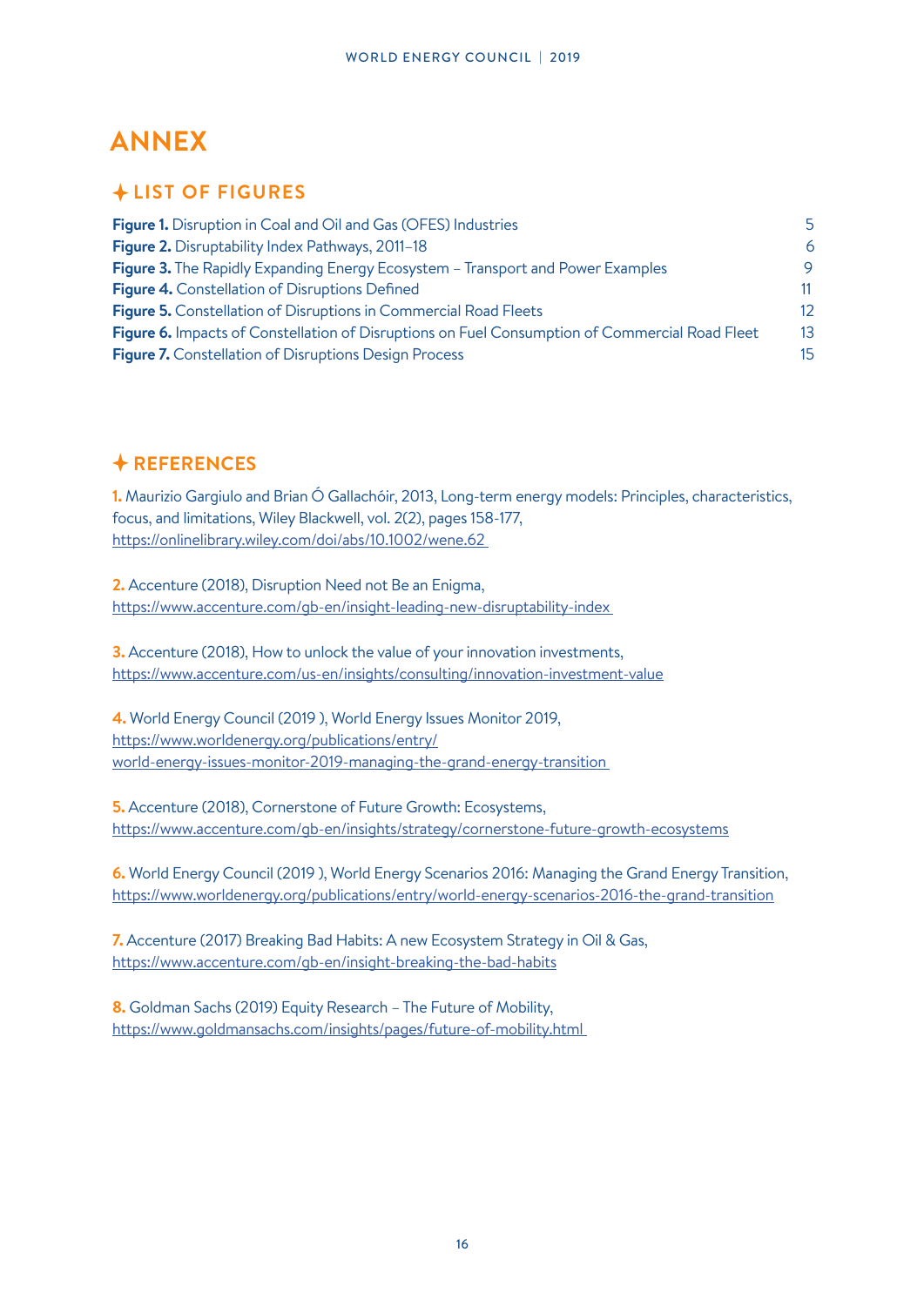# ANNEX

## LIST OF FIGURES

| | |
|---|---|
| **Figure 1.** Disruption in Coal and Oil and Gas (OFES) Industries | 5 |
| **Figure 2.** Disruptability Index Pathways, 2011–18 | 6 |
| **Figure 3.** The Rapidly Expanding Energy Ecosystem – Transport and Power Examples | 9 |
| **Figure 4.** Constellation of Disruptions Defined | 11 |
| **Figure 5.** Constellation of Disruptions in Commercial Road Fleets | 12 |
| **Figure 6.** Impacts of Constellation of Disruptions on Fuel Consumption of Commercial Road Fleet | 13 |
| **Figure 7.** Constellation of Disruptions Design Process | 15 |

## REFERENCES

**1.** Maurizio Gargiulo and Brian Ó Gallachóir, 2013, Long-term energy models: Principles, characteristics, focus, and limitations, Wiley Blackwell, vol. 2(2), pages 158-177,
https://onlinelibrary.wiley.com/doi/abs/10.1002/wene.62

**2.** Accenture (2018), Disruption Need not Be an Enigma,
https://www.accenture.com/gb-en/insight-leading-new-disruptability-index

**3.** Accenture (2018), How to unlock the value of your innovation investments,
https://www.accenture.com/us-en/insights/consulting/innovation-investment-value

**4.** World Energy Council (2019 ), World Energy Issues Monitor 2019,
https://www.worldenergy.org/publications/entry/world-energy-issues-monitor-2019-managing-the-grand-energy-transition

**5.** Accenture (2018), Cornerstone of Future Growth: Ecosystems,
https://www.accenture.com/gb-en/insights/strategy/cornerstone-future-growth-ecosystems

**6.** World Energy Council (2019 ), World Energy Scenarios 2016: Managing the Grand Energy Transition,
https://www.worldenergy.org/publications/entry/world-energy-scenarios-2016-the-grand-transition

**7.** Accenture (2017) Breaking Bad Habits: A new Ecosystem Strategy in Oil & Gas,
https://www.accenture.com/gb-en/insight-breaking-the-bad-habits

**8.** Goldman Sachs (2019) Equity Research – The Future of Mobility,
https://www.goldmansachs.com/insights/pages/future-of-mobility.html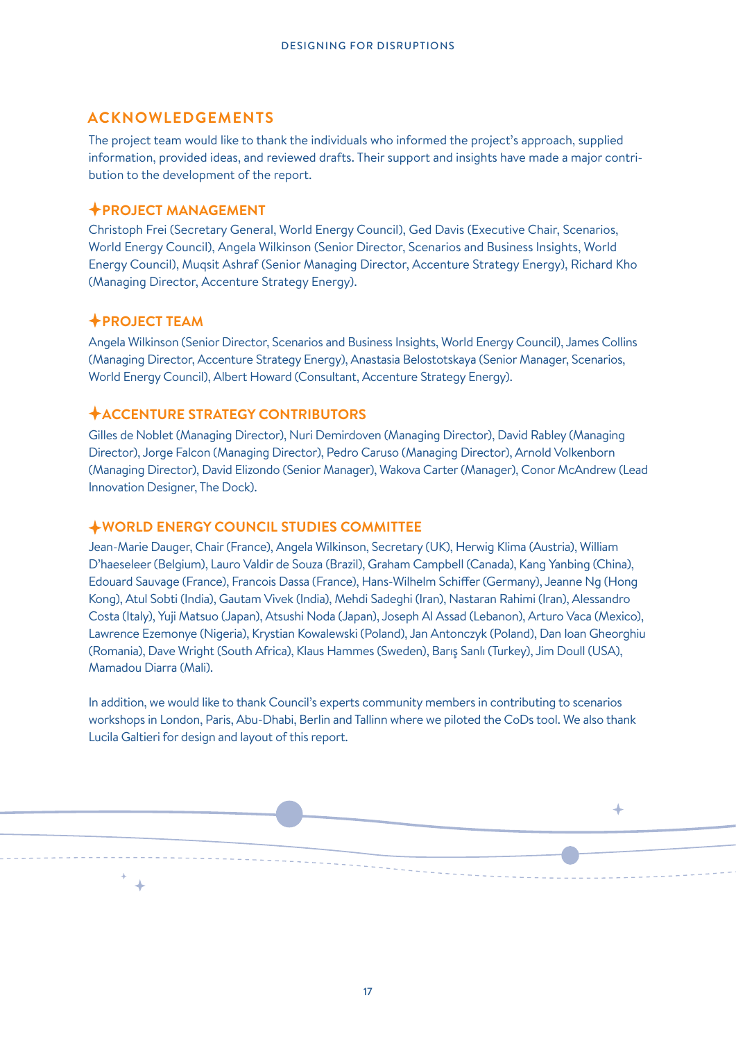## ACKNOWLEDGEMENTS

The project team would like to thank the individuals who informed the project's approach, supplied information, provided ideas, and reviewed drafts. Their support and insights have made a major contribution to the development of the report.

### ✦PROJECT MANAGEMENT

Christoph Frei (Secretary General, World Energy Council), Ged Davis (Executive Chair, Scenarios, World Energy Council), Angela Wilkinson (Senior Director, Scenarios and Business Insights, World Energy Council), Muqsit Ashraf (Senior Managing Director, Accenture Strategy Energy), Richard Kho (Managing Director, Accenture Strategy Energy).

### ✦PROJECT TEAM

Angela Wilkinson (Senior Director, Scenarios and Business Insights, World Energy Council), James Collins (Managing Director, Accenture Strategy Energy), Anastasia Belostotskaya (Senior Manager, Scenarios, World Energy Council), Albert Howard (Consultant, Accenture Strategy Energy).

### ✦ACCENTURE STRATEGY CONTRIBUTORS

Gilles de Noblet (Managing Director), Nuri Demirdoven (Managing Director), David Rabley (Managing Director), Jorge Falcon (Managing Director), Pedro Caruso (Managing Director), Arnold Volkenborn (Managing Director), David Elizondo (Senior Manager), Wakova Carter (Manager), Conor McAndrew (Lead Innovation Designer, The Dock).

### ✦WORLD ENERGY COUNCIL STUDIES COMMITTEE

Jean-Marie Dauger, Chair (France), Angela Wilkinson, Secretary (UK), Herwig Klima (Austria), William D'haeseleer (Belgium), Lauro Valdir de Souza (Brazil), Graham Campbell (Canada), Kang Yanbing (China), Edouard Sauvage (France), Francois Dassa (France), Hans-Wilhelm Schiffer (Germany), Jeanne Ng (Hong Kong), Atul Sobti (India), Gautam Vivek (India), Mehdi Sadeghi (Iran), Nastaran Rahimi (Iran), Alessandro Costa (Italy), Yuji Matsuo (Japan), Atsushi Noda (Japan), Joseph Al Assad (Lebanon), Arturo Vaca (Mexico), Lawrence Ezemonye (Nigeria), Krystian Kowalewski (Poland), Jan Antonczyk (Poland), Dan Ioan Gheorghiu (Romania), Dave Wright (South Africa), Klaus Hammes (Sweden), Barış Sanlı (Turkey), Jim Doull (USA), Mamadou Diarra (Mali).

In addition, we would like to thank Council's experts community members in contributing to scenarios workshops in London, Paris, Abu-Dhabi, Berlin and Tallinn where we piloted the CoDs tool. We also thank Lucila Galtieri for design and layout of this report.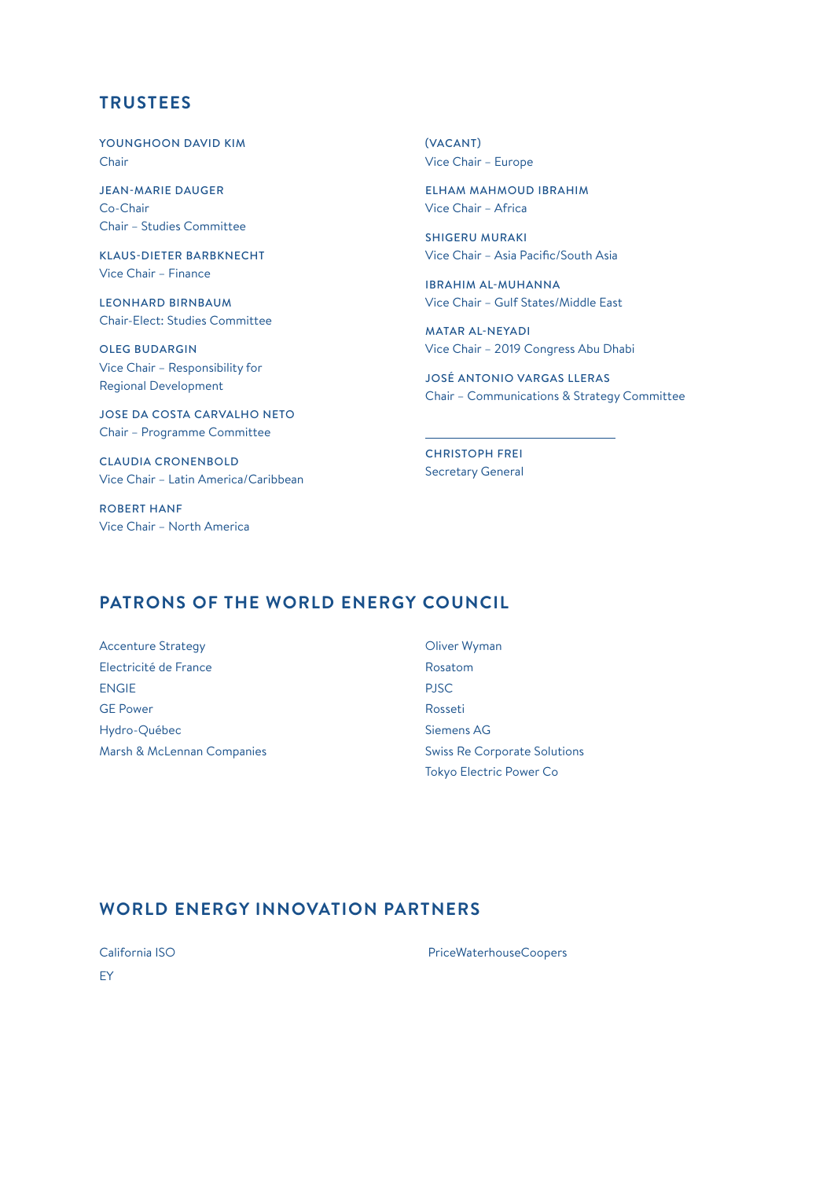## TRUSTEES

**YOUNGHOON DAVID KIM**
Chair

**JEAN-MARIE DAUGER**
Co-Chair
Chair – Studies Committee

**KLAUS-DIETER BARBKNECHT**
Vice Chair – Finance

**LEONHARD BIRNBAUM**
Chair-Elect: Studies Committee

**OLEG BUDARGIN**
Vice Chair – Responsibility for Regional Development

**JOSE DA COSTA CARVALHO NETO**
Chair – Programme Committee

**CLAUDIA CRONENBOLD**
Vice Chair – Latin America/Caribbean

**ROBERT HANF**
Vice Chair – North America

**(VACANT)**
Vice Chair – Europe

**ELHAM MAHMOUD IBRAHIM**
Vice Chair – Africa

**SHIGERU MURAKI**
Vice Chair – Asia Pacific/South Asia

**IBRAHIM AL-MUHANNA**
Vice Chair – Gulf States/Middle East

**MATAR AL-NEYADI**
Vice Chair – 2019 Congress Abu Dhabi

**JOSÉ ANTONIO VARGAS LLERAS**
Chair – Communications & Strategy Committee

---

**CHRISTOPH FREI**
Secretary General

## PATRONS OF THE WORLD ENERGY COUNCIL

Accenture Strategy
Electricité de France
ENGIE
GE Power
Hydro-Québec
Marsh & McLennan Companies
Oliver Wyman
Rosatom
PJSC
Rosseti
Siemens AG
Swiss Re Corporate Solutions
Tokyo Electric Power Co

## WORLD ENERGY INNOVATION PARTNERS

California ISO
EY
PriceWaterhouseCoopers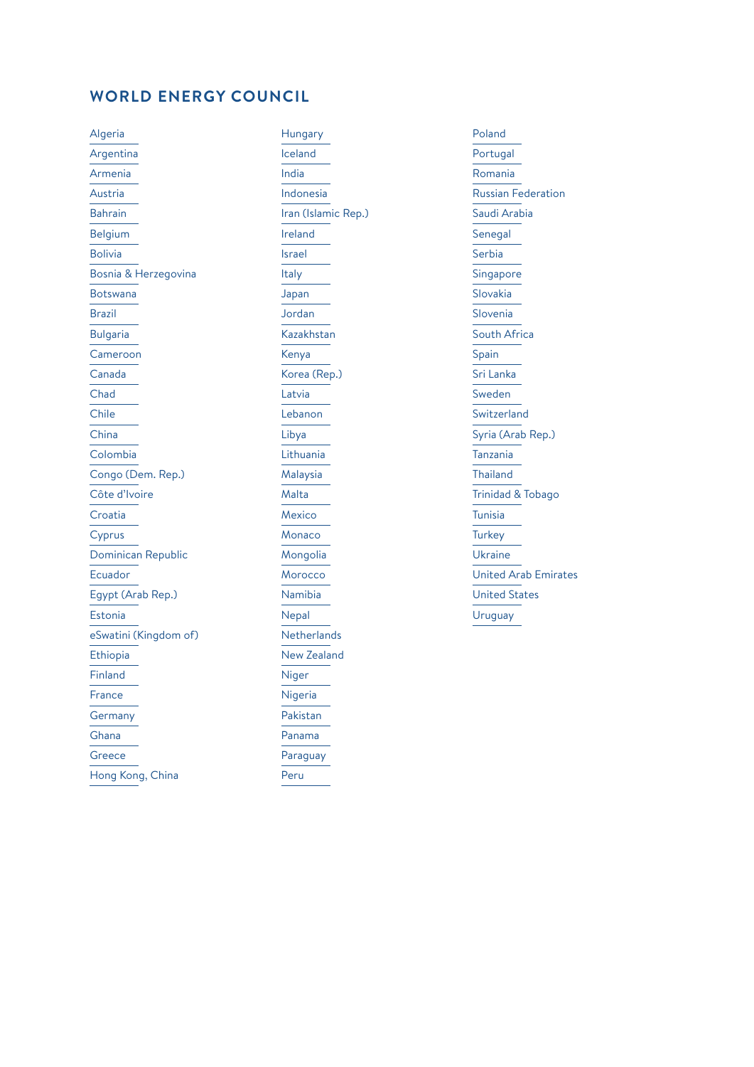## WORLD ENERGY COUNCIL

- Algeria
- Argentina
- Armenia
- Austria
- Bahrain
- Belgium
- Bolivia
- Bosnia & Herzegovina
- Botswana
- Brazil
- Bulgaria
- Cameroon
- Canada
- Chad
- Chile
- China
- Colombia
- Congo (Dem. Rep.)
- Côte d'Ivoire
- Croatia
- Cyprus
- Dominican Republic
- Ecuador
- Egypt (Arab Rep.)
- Estonia
- eSwatini (Kingdom of)
- Ethiopia
- Finland
- France
- Germany
- Ghana
- Greece
- Hong Kong, China
- Hungary
- Iceland
- India
- Indonesia
- Iran (Islamic Rep.)
- Ireland
- Israel
- Italy
- Japan
- Jordan
- Kazakhstan
- Kenya
- Korea (Rep.)
- Latvia
- Lebanon
- Libya
- Lithuania
- Malaysia
- Malta
- Mexico
- Monaco
- Mongolia
- Morocco
- Namibia
- Nepal
- Netherlands
- New Zealand
- Niger
- Nigeria
- Pakistan
- Panama
- Paraguay
- Peru
- Poland
- Portugal
- Romania
- Russian Federation
- Saudi Arabia
- Senegal
- Serbia
- Singapore
- Slovakia
- Slovenia
- South Africa
- Spain
- Sri Lanka
- Sweden
- Switzerland
- Syria (Arab Rep.)
- Tanzania
- Thailand
- Trinidad & Tobago
- Tunisia
- Turkey
- Ukraine
- United Arab Emirates
- United States
- Uruguay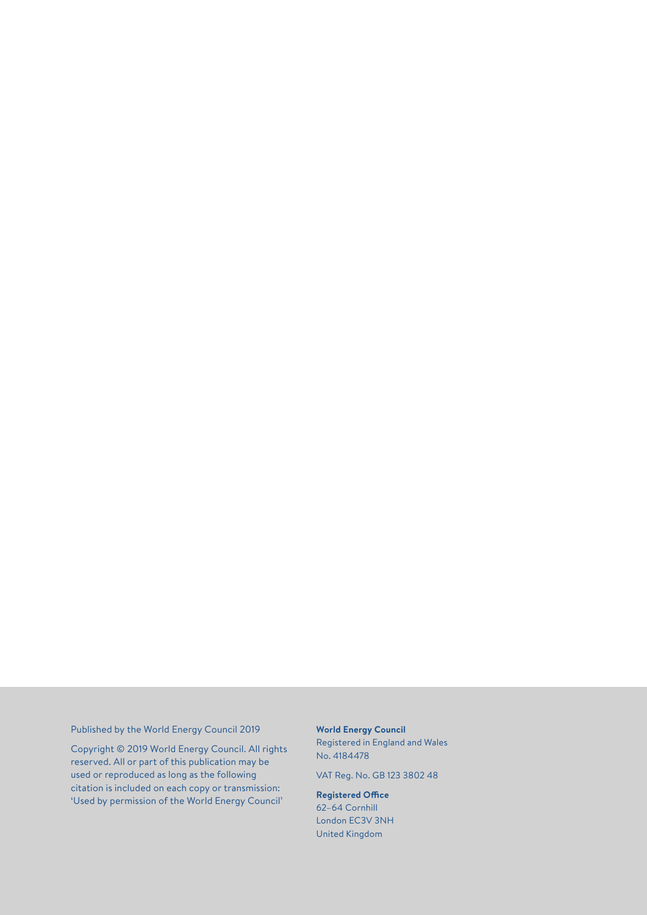Published by the World Energy Council 2019

Copyright © 2019 World Energy Council. All rights reserved. All or part of this publication may be used or reproduced as long as the following citation is included on each copy or transmission: 'Used by permission of the World Energy Council'

**World Energy Council**
Registered in England and Wales
No. 4184478

VAT Reg. No. GB 123 3802 48

**Registered Office**
62–64 Cornhill
London EC3V 3NH
United Kingdom